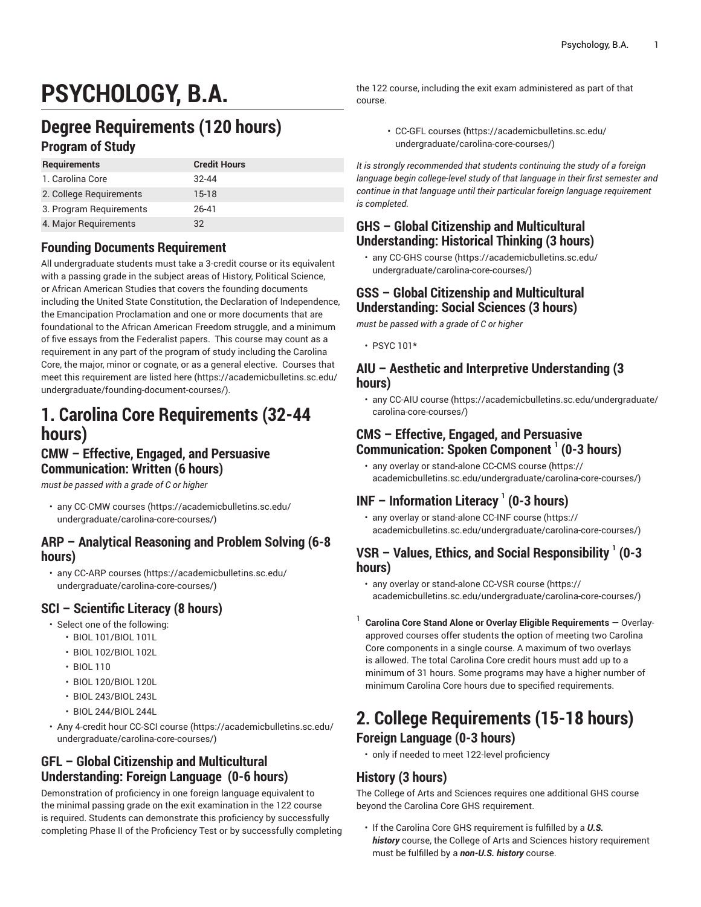# PSYCHOLOGY, B.A.

## Degree Requirements (120 hours)

### Program of Study

| Requirements | Credit Hours |
| --- | --- |
| 1. Carolina Core | 32-44 |
| 2. College Requirements | 15-18 |
| 3. Program Requirements | 26-41 |
| 4. Major Requirements | 32 |

### Founding Documents Requirement

All undergraduate students must take a 3-credit course or its equivalent with a passing grade in the subject areas of History, Political Science, or African American Studies that covers the founding documents including the United State Constitution, the Declaration of Independence, the Emancipation Proclamation and one or more documents that are foundational to the African American Freedom struggle, and a minimum of five essays from the Federalist papers. This course may count as a requirement in any part of the program of study including the Carolina Core, the major, minor or cognate, or as a general elective. Courses that meet this requirement are listed here (https://academicbulletins.sc.edu/undergraduate/founding-document-courses/).

## 1. Carolina Core Requirements (32-44 hours)

### CMW – Effective, Engaged, and Persuasive Communication: Written (6 hours)

*must be passed with a grade of C or higher*

- any CC-CMW courses (https://academicbulletins.sc.edu/undergraduate/carolina-core-courses/)

### ARP – Analytical Reasoning and Problem Solving (6-8 hours)

- any CC-ARP courses (https://academicbulletins.sc.edu/undergraduate/carolina-core-courses/)

### SCI – Scientific Literacy (8 hours)

- Select one of the following:
  - BIOL 101/BIOL 101L
  - BIOL 102/BIOL 102L
  - BIOL 110
  - BIOL 120/BIOL 120L
  - BIOL 243/BIOL 243L
  - BIOL 244/BIOL 244L
- Any 4-credit hour CC-SCI course (https://academicbulletins.sc.edu/undergraduate/carolina-core-courses/)

### GFL – Global Citizenship and Multicultural Understanding: Foreign Language (0-6 hours)

Demonstration of proficiency in one foreign language equivalent to the minimal passing grade on the exit examination in the 122 course is required. Students can demonstrate this proficiency by successfully completing Phase II of the Proficiency Test or by successfully completing the 122 course, including the exit exam administered as part of that course.

- CC-GFL courses (https://academicbulletins.sc.edu/undergraduate/carolina-core-courses/)

*It is strongly recommended that students continuing the study of a foreign language begin college-level study of that language in their first semester and continue in that language until their particular foreign language requirement is completed.*

### GHS – Global Citizenship and Multicultural Understanding: Historical Thinking (3 hours)

- any CC-GHS course (https://academicbulletins.sc.edu/undergraduate/carolina-core-courses/)

### GSS – Global Citizenship and Multicultural Understanding: Social Sciences (3 hours)

*must be passed with a grade of C or higher*

- PSYC 101*

### AIU – Aesthetic and Interpretive Understanding (3 hours)

- any CC-AIU course (https://academicbulletins.sc.edu/undergraduate/carolina-core-courses/)

### CMS – Effective, Engaged, and Persuasive Communication: Spoken Component [1] (0-3 hours)

- any overlay or stand-alone CC-CMS course (https://academicbulletins.sc.edu/undergraduate/carolina-core-courses/)

### INF – Information Literacy [1] (0-3 hours)

- any overlay or stand-alone CC-INF course (https://academicbulletins.sc.edu/undergraduate/carolina-core-courses/)

### VSR – Values, Ethics, and Social Responsibility [1] (0-3 hours)

- any overlay or stand-alone CC-VSR course (https://academicbulletins.sc.edu/undergraduate/carolina-core-courses/)

[1] **Carolina Core Stand Alone or Overlay Eligible Requirements** — Overlay-approved courses offer students the option of meeting two Carolina Core components in a single course. A maximum of two overlays is allowed. The total Carolina Core credit hours must add up to a minimum of 31 hours. Some programs may have a higher number of minimum Carolina Core hours due to specified requirements.

## 2. College Requirements (15-18 hours)

### Foreign Language (0-3 hours)

- only if needed to meet 122-level proficiency

### History (3 hours)

The College of Arts and Sciences requires one additional GHS course beyond the Carolina Core GHS requirement.

- If the Carolina Core GHS requirement is fulfilled by a ***U.S. history*** course, the College of Arts and Sciences history requirement must be fulfilled by a ***non-U.S. history*** course.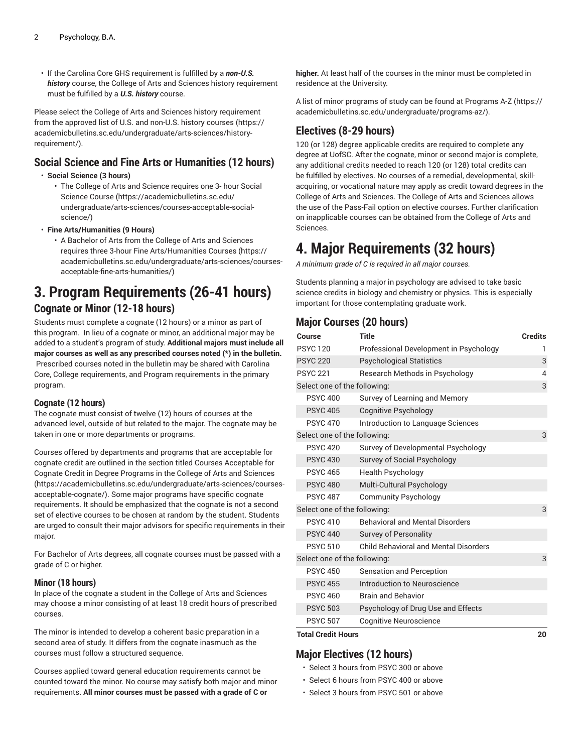- If the Carolina Core GHS requirement is fulfilled by a ***non-U.S. history*** course, the College of Arts and Sciences history requirement must be fulfilled by a ***U.S. history*** course.

Please select the College of Arts and Sciences history requirement from the approved list of U.S. and non-U.S. history courses (https://academicbulletins.sc.edu/undergraduate/arts-sciences/history-requirement/).

## Social Science and Fine Arts or Humanities (12 hours)

- **Social Science (3 hours)**
  - The College of Arts and Science requires one 3- hour Social Science Course (https://academicbulletins.sc.edu/undergraduate/arts-sciences/courses-acceptable-social-science/)
- **Fine Arts/Humanities (9 Hours)**
  - A Bachelor of Arts from the College of Arts and Sciences requires three 3-hour Fine Arts/Humanities Courses (https://academicbulletins.sc.edu/undergraduate/arts-sciences/courses-acceptable-fine-arts-humanities/)

# 3. Program Requirements (26-41 hours)

## Cognate or Minor (12-18 hours)

Students must complete a cognate (12 hours) or a minor as part of this program. In lieu of a cognate or minor, an additional major may be added to a student's program of study. **Additional majors must include all major courses as well as any prescribed courses noted (*) in the bulletin.** Prescribed courses noted in the bulletin may be shared with Carolina Core, College requirements, and Program requirements in the primary program.

### Cognate (12 hours)

The cognate must consist of twelve (12) hours of courses at the advanced level, outside of but related to the major. The cognate may be taken in one or more departments or programs.

Courses offered by departments and programs that are acceptable for cognate credit are outlined in the section titled Courses Acceptable for Cognate Credit in Degree Programs in the College of Arts and Sciences (https://academicbulletins.sc.edu/undergraduate/arts-sciences/courses-acceptable-cognate/). Some major programs have specific cognate requirements. It should be emphasized that the cognate is not a second set of elective courses to be chosen at random by the student. Students are urged to consult their major advisors for specific requirements in their major.

For Bachelor of Arts degrees, all cognate courses must be passed with a grade of C or higher.

### Minor (18 hours)

In place of the cognate a student in the College of Arts and Sciences may choose a minor consisting of at least 18 credit hours of prescribed courses.

The minor is intended to develop a coherent basic preparation in a second area of study. It differs from the cognate inasmuch as the courses must follow a structured sequence.

Courses applied toward general education requirements cannot be counted toward the minor. No course may satisfy both major and minor requirements. **All minor courses must be passed with a grade of C or higher.** At least half of the courses in the minor must be completed in residence at the University.

A list of minor programs of study can be found at Programs A-Z (https://academicbulletins.sc.edu/undergraduate/programs-az/).

## Electives (8-29 hours)

120 (or 128) degree applicable credits are required to complete any degree at UofSC. After the cognate, minor or second major is complete, any additional credits needed to reach 120 (or 128) total credits can be fulfilled by electives. No courses of a remedial, developmental, skill-acquiring, or vocational nature may apply as credit toward degrees in the College of Arts and Sciences. The College of Arts and Sciences allows the use of the Pass-Fail option on elective courses. Further clarification on inapplicable courses can be obtained from the College of Arts and Sciences.

# 4. Major Requirements (32 hours)

*A minimum grade of C is required in all major courses.*

Students planning a major in psychology are advised to take basic science credits in biology and chemistry or physics. This is especially important for those contemplating graduate work.

## Major Courses (20 hours)

| Course | Title | Credits |
|---|---|---|
| PSYC 120 | Professional Development in Psychology | 1 |
| PSYC 220 | Psychological Statistics | 3 |
| PSYC 221 | Research Methods in Psychology | 4 |
| Select one of the following: | | 3 |
| PSYC 400 | Survey of Learning and Memory | |
| PSYC 405 | Cognitive Psychology | |
| PSYC 470 | Introduction to Language Sciences | |
| Select one of the following: | | 3 |
| PSYC 420 | Survey of Developmental Psychology | |
| PSYC 430 | Survey of Social Psychology | |
| PSYC 465 | Health Psychology | |
| PSYC 480 | Multi-Cultural Psychology | |
| PSYC 487 | Community Psychology | |
| Select one of the following: | | 3 |
| PSYC 410 | Behavioral and Mental Disorders | |
| PSYC 440 | Survey of Personality | |
| PSYC 510 | Child Behavioral and Mental Disorders | |
| Select one of the following: | | 3 |
| PSYC 450 | Sensation and Perception | |
| PSYC 455 | Introduction to Neuroscience | |
| PSYC 460 | Brain and Behavior | |
| PSYC 503 | Psychology of Drug Use and Effects | |
| PSYC 507 | Cognitive Neuroscience | |
| **Total Credit Hours** | | **20** |

## Major Electives (12 hours)

- Select 3 hours from PSYC 300 or above
- Select 6 hours from PSYC 400 or above
- Select 3 hours from PSYC 501 or above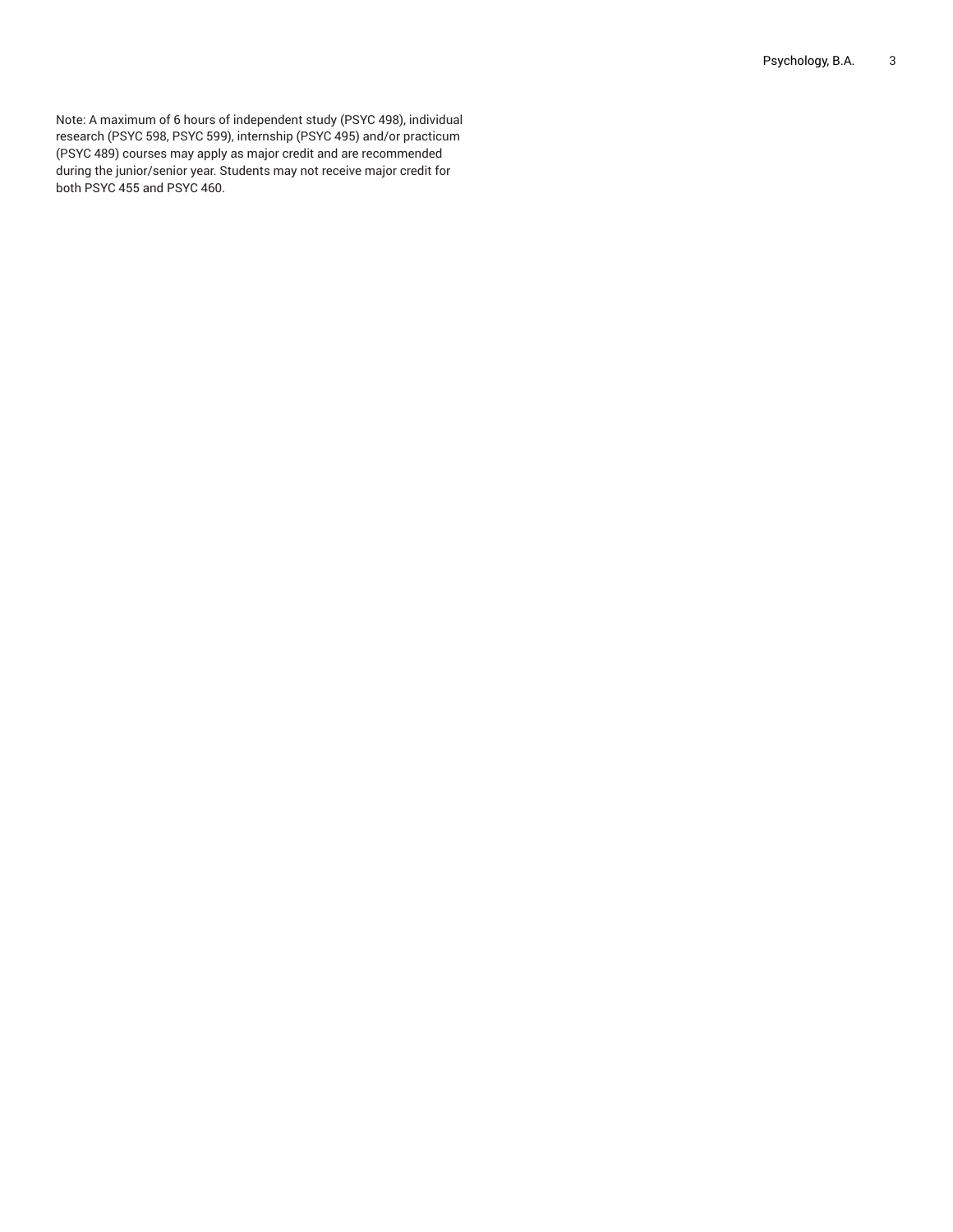Note: A maximum of 6 hours of independent study (PSYC 498), individual research (PSYC 598, PSYC 599), internship (PSYC 495) and/or practicum (PSYC 489) courses may apply as major credit and are recommended during the junior/senior year. Students may not receive major credit for both PSYC 455 and PSYC 460.